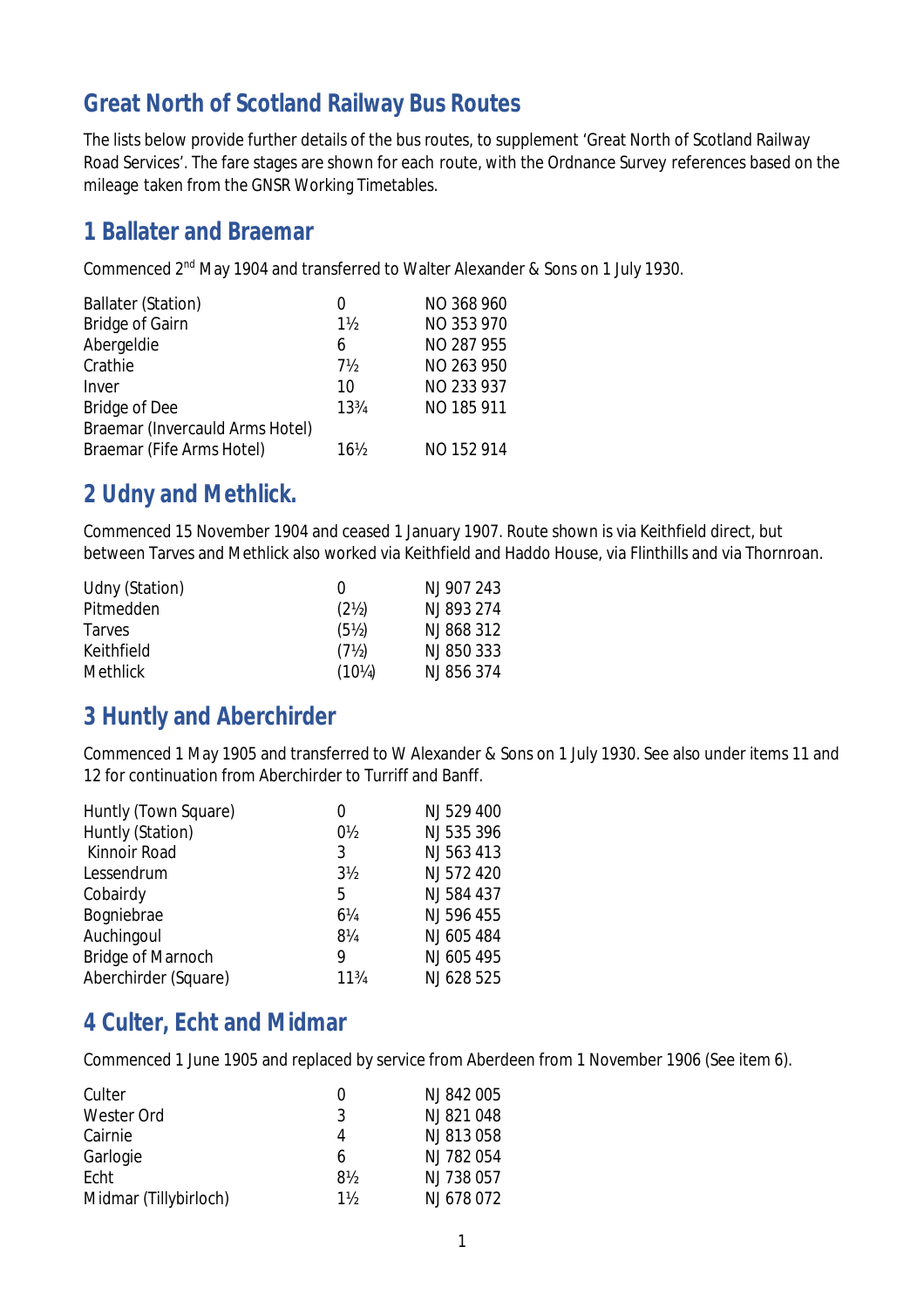# Great North of Scotland Railway Bus Routes

The lists below provide further details of the bus routes, to supplement 'Great North of Scotland Railway Road Services'. The fare stages are shown for each route, with the Ordnance Survey references based on the mileage taken from the GNSR Working Timetables.

## 1 Ballater and Braemar

Commenced 2nd May 1904 and transferred to Walter Alexander & Sons on 1 July 1930.

| | | |
|---|---|---|
| Ballater (Station) | 0 | NO 368 960 |
| Bridge of Gairn | 1½ | NO 353 970 |
| Abergeldie | 6 | NO 287 955 |
| Crathie | 7½ | NO 263 950 |
| Inver | 10 | NO 233 937 |
| Bridge of Dee | 13¾ | NO 185 911 |
| Braemar (Invercauld Arms Hotel) | | |
| Braemar (Fife Arms Hotel) | 16½ | NO 152 914 |

## 2 Udny and Methlick.

Commenced 15 November 1904 and ceased 1 January 1907. Route shown is via Keithfield direct, but between Tarves and Methlick also worked via Keithfield and Haddo House, via Flinthills and via Thornroan.

| | | |
|---|---|---|
| Udny (Station) | 0 | NJ 907 243 |
| Pitmedden | (2½) | NJ 893 274 |
| Tarves | (5½) | NJ 868 312 |
| Keithfield | (7½) | NJ 850 333 |
| Methlick | (10¼) | NJ 856 374 |

## 3 Huntly and Aberchirder

Commenced 1 May 1905 and transferred to W Alexander & Sons on 1 July 1930. See also under items 11 and 12 for continuation from Aberchirder to Turriff and Banff.

| | | |
|---|---|---|
| Huntly (Town Square) | 0 | NJ 529 400 |
| Huntly (Station) | 0½ | NJ 535 396 |
| Kinnoir Road | 3 | NJ 563 413 |
| Lessendrum | 3½ | NJ 572 420 |
| Cobairdy | 5 | NJ 584 437 |
| Bogniebrae | 6¼ | NJ 596 455 |
| Auchingoul | 8¼ | NJ 605 484 |
| Bridge of Marnoch | 9 | NJ 605 495 |
| Aberchirder (Square) | 11¾ | NJ 628 525 |

## 4 Culter, Echt and Midmar

Commenced 1 June 1905 and replaced by service from Aberdeen from 1 November 1906 (See item 6).

| | | |
|---|---|---|
| Culter | 0 | NJ 842 005 |
| Wester Ord | 3 | NJ 821 048 |
| Cairnie | 4 | NJ 813 058 |
| Garlogie | 6 | NJ 782 054 |
| Echt | 8½ | NJ 738 057 |
| Midmar (Tillybirloch) | 1½ | NJ 678 072 |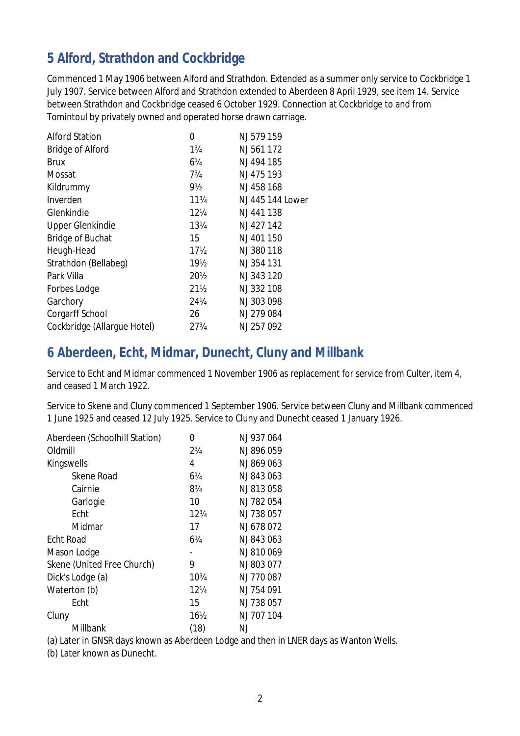## 5 Alford, Strathdon and Cockbridge

Commenced 1 May 1906 between Alford and Strathdon. Extended as a summer only service to Cockbridge 1 July 1907. Service between Alford and Strathdon extended to Aberdeen 8 April 1929, see item 14. Service between Strathdon and Cockbridge ceased 6 October 1929. Connection at Cockbridge to and from Tomintoul by privately owned and operated horse drawn carriage.

| | | |
|---|---|---|
| Alford Station | 0 | NJ 579 159 |
| Bridge of Alford | 1¾ | NJ 561 172 |
| Brux | 6¼ | NJ 494 185 |
| Mossat | 7¾ | NJ 475 193 |
| Kildrummy | 9½ | NJ 458 168 |
| Inverden | 11¾ | NJ 445 144 Lower |
| Glenkindie | 12¼ | NJ 441 138 |
| Upper Glenkindie | 13¼ | NJ 427 142 |
| Bridge of Buchat | 15 | NJ 401 150 |
| Heugh-Head | 17½ | NJ 380 118 |
| Strathdon (Bellabeg) | 19½ | NJ 354 131 |
| Park Villa | 20½ | NJ 343 120 |
| Forbes Lodge | 21½ | NJ 332 108 |
| Garchory | 24¼ | NJ 303 098 |
| Corgarff School | 26 | NJ 279 084 |
| Cockbridge (Allargue Hotel) | 27¾ | NJ 257 092 |

## 6 Aberdeen, Echt, Midmar, Dunecht, Cluny and Millbank

Service to Echt and Midmar commenced 1 November 1906 as replacement for service from Culter, item 4, and ceased 1 March 1922.

Service to Skene and Cluny commenced 1 September 1906. Service between Cluny and Millbank commenced 1 June 1925 and ceased 12 July 1925. Service to Cluny and Dunecht ceased 1 January 1926.

| | | |
|---|---|---|
| Aberdeen (Schoolhill Station) | 0 | NJ 937 064 |
| Oldmill | 2¾ | NJ 896 059 |
| Kingswells | 4 | NJ 869 063 |
| &nbsp;&nbsp;&nbsp;&nbsp;Skene Road | 6¼ | NJ 843 063 |
| &nbsp;&nbsp;&nbsp;&nbsp;Cairnie | 8¾ | NJ 813 058 |
| &nbsp;&nbsp;&nbsp;&nbsp;Garlogie | 10 | NJ 782 054 |
| &nbsp;&nbsp;&nbsp;&nbsp;Echt | 12¾ | NJ 738 057 |
| &nbsp;&nbsp;&nbsp;&nbsp;Midmar | 17 | NJ 678 072 |
| Echt Road | 6¼ | NJ 843 063 |
| Mason Lodge | - | NJ 810 069 |
| Skene (United Free Church) | 9 | NJ 803 077 |
| Dick's Lodge (a) | 10¾ | NJ 770 087 |
| Waterton (b) | 12¼ | NJ 754 091 |
| &nbsp;&nbsp;&nbsp;&nbsp;Echt | 15 | NJ 738 057 |
| Cluny | 16½ | NJ 707 104 |
| &nbsp;&nbsp;&nbsp;&nbsp;Millbank | (18) | NJ |

(a) Later in GNSR days known as Aberdeen Lodge and then in LNER days as Wanton Wells.

(b) Later known as Dunecht.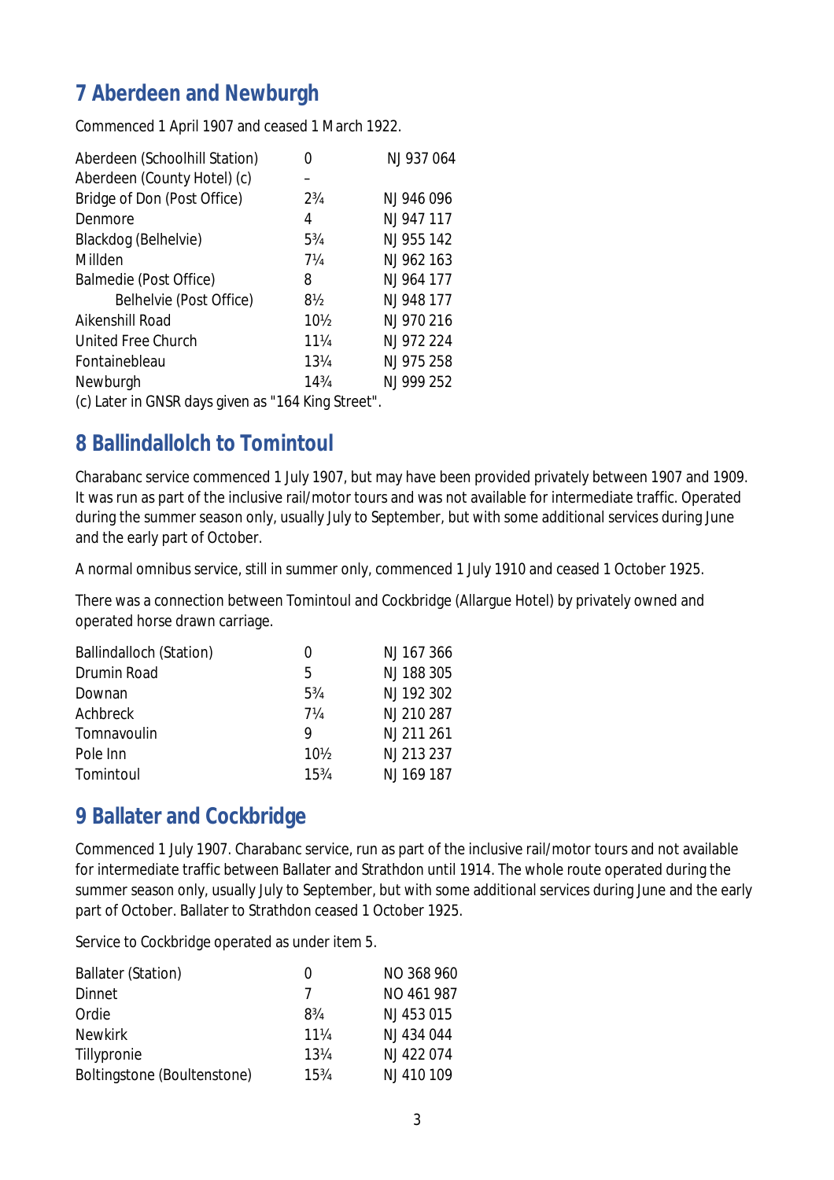## 7 Aberdeen and Newburgh

Commenced 1 April 1907 and ceased 1 March 1922.

| | | |
|---|---|---|
| Aberdeen (Schoolhill Station) | 0 | NJ 937 064 |
| Aberdeen (County Hotel) (c) | – | |
| Bridge of Don (Post Office) | 2¾ | NJ 946 096 |
| Denmore | 4 | NJ 947 117 |
| Blackdog (Belhelvie) | 5¾ | NJ 955 142 |
| Millden | 7¼ | NJ 962 163 |
| Balmedie (Post Office) | 8 | NJ 964 177 |
| Belhelvie (Post Office) | 8½ | NJ 948 177 |
| Aikenshill Road | 10½ | NJ 970 216 |
| United Free Church | 11¼ | NJ 972 224 |
| Fontainebleau | 13¼ | NJ 975 258 |
| Newburgh | 14¾ | NJ 999 252 |

(c) Later in GNSR days given as "164 King Street".

## 8 Ballindallolch to Tomintoul

Charabanc service commenced 1 July 1907, but may have been provided privately between 1907 and 1909. It was run as part of the inclusive rail/motor tours and was not available for intermediate traffic. Operated during the summer season only, usually July to September, but with some additional services during June and the early part of October.

A normal omnibus service, still in summer only, commenced 1 July 1910 and ceased 1 October 1925.

There was a connection between Tomintoul and Cockbridge (Allargue Hotel) by privately owned and operated horse drawn carriage.

| | | |
|---|---|---|
| Ballindalloch (Station) | 0 | NJ 167 366 |
| Drumin Road | 5 | NJ 188 305 |
| Downan | 5¾ | NJ 192 302 |
| Achbreck | 7¼ | NJ 210 287 |
| Tomnavoulin | 9 | NJ 211 261 |
| Pole Inn | 10½ | NJ 213 237 |
| Tomintoul | 15¾ | NJ 169 187 |

## 9 Ballater and Cockbridge

Commenced 1 July 1907. Charabanc service, run as part of the inclusive rail/motor tours and not available for intermediate traffic between Ballater and Strathdon until 1914. The whole route operated during the summer season only, usually July to September, but with some additional services during June and the early part of October. Ballater to Strathdon ceased 1 October 1925.

Service to Cockbridge operated as under item 5.

| | | |
|---|---|---|
| Ballater (Station) | 0 | NO 368 960 |
| Dinnet | 7 | NO 461 987 |
| Ordie | 8¾ | NJ 453 015 |
| Newkirk | 11¼ | NJ 434 044 |
| Tillypronie | 13¼ | NJ 422 074 |
| Boltingstone (Boultenstone) | 15¾ | NJ 410 109 |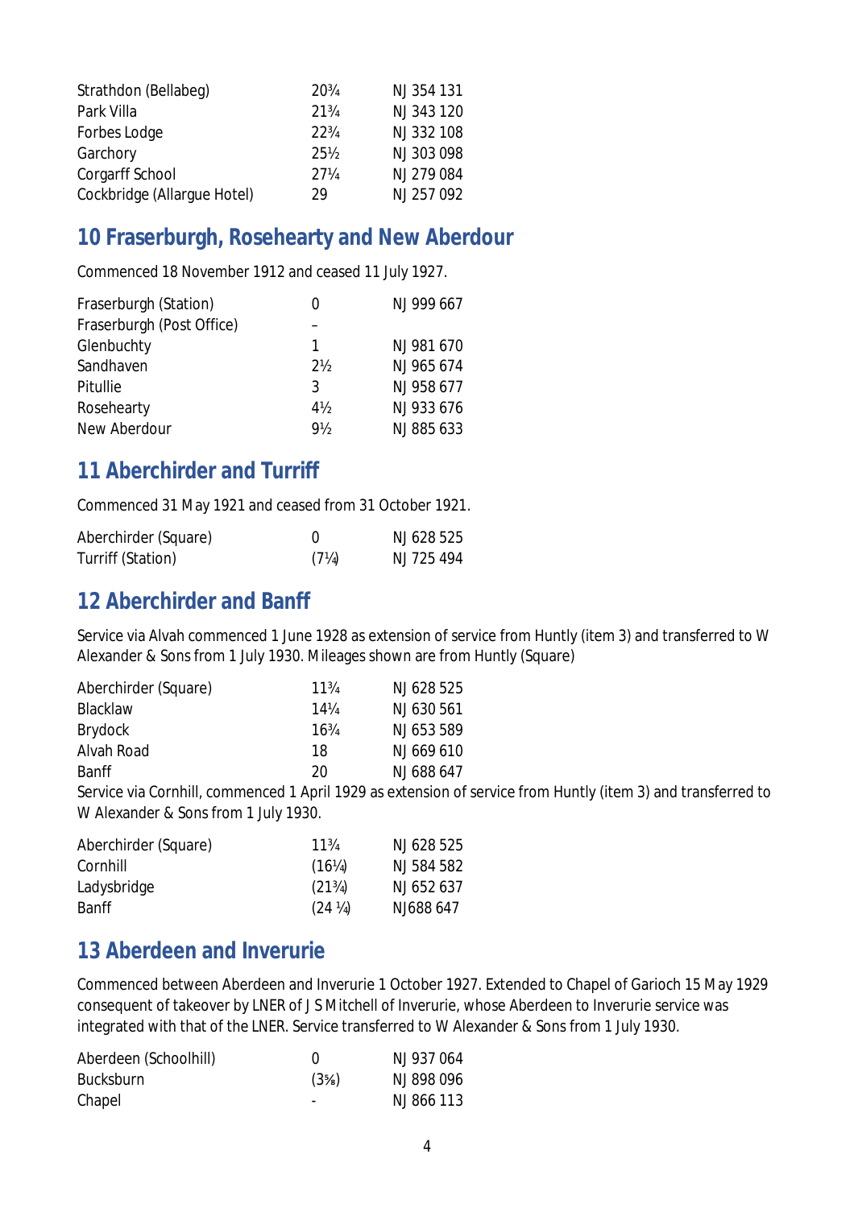| | | |
|---|---|---|
| Strathdon (Bellabeg) | 20¾ | NJ 354 131 |
| Park Villa | 21¾ | NJ 343 120 |
| Forbes Lodge | 22¾ | NJ 332 108 |
| Garchory | 25½ | NJ 303 098 |
| Corgarff School | 27¼ | NJ 279 084 |
| Cockbridge (Allargue Hotel) | 29 | NJ 257 092 |

## 10 Fraserburgh, Rosehearty and New Aberdour

Commenced 18 November 1912 and ceased 11 July 1927.

| | | |
|---|---|---|
| Fraserburgh (Station) | 0 | NJ 999 667 |
| Fraserburgh (Post Office) | – | |
| Glenbuchty | 1 | NJ 981 670 |
| Sandhaven | 2½ | NJ 965 674 |
| Pitullie | 3 | NJ 958 677 |
| Rosehearty | 4½ | NJ 933 676 |
| New Aberdour | 9½ | NJ 885 633 |

## 11 Aberchirder and Turriff

Commenced 31 May 1921 and ceased from 31 October 1921.

| | | |
|---|---|---|
| Aberchirder (Square) | 0 | NJ 628 525 |
| Turriff (Station) | (7¼) | NJ 725 494 |

## 12 Aberchirder and Banff

Service via Alvah commenced 1 June 1928 as extension of service from Huntly (item 3) and transferred to W Alexander & Sons from 1 July 1930. Mileages shown are from Huntly (Square)

| | | |
|---|---|---|
| Aberchirder (Square) | 11¾ | NJ 628 525 |
| Blacklaw | 14¼ | NJ 630 561 |
| Brydock | 16¾ | NJ 653 589 |
| Alvah Road | 18 | NJ 669 610 |
| Banff | 20 | NJ 688 647 |

Service via Cornhill, commenced 1 April 1929 as extension of service from Huntly (item 3) and transferred to W Alexander & Sons from 1 July 1930.

| | | |
|---|---|---|
| Aberchirder (Square) | 11¾ | NJ 628 525 |
| Cornhill | (16¼) | NJ 584 582 |
| Ladysbridge | (21¾) | NJ 652 637 |
| Banff | (24 ¼) | NJ688 647 |

## 13 Aberdeen and Inverurie

Commenced between Aberdeen and Inverurie 1 October 1927. Extended to Chapel of Garioch 15 May 1929 consequent of takeover by LNER of J S Mitchell of Inverurie, whose Aberdeen to Inverurie service was integrated with that of the LNER. Service transferred to W Alexander & Sons from 1 July 1930.

| | | |
|---|---|---|
| Aberdeen (Schoolhill) | 0 | NJ 937 064 |
| Bucksburn | (3⅝) | NJ 898 096 |
| Chapel | - | NJ 866 113 |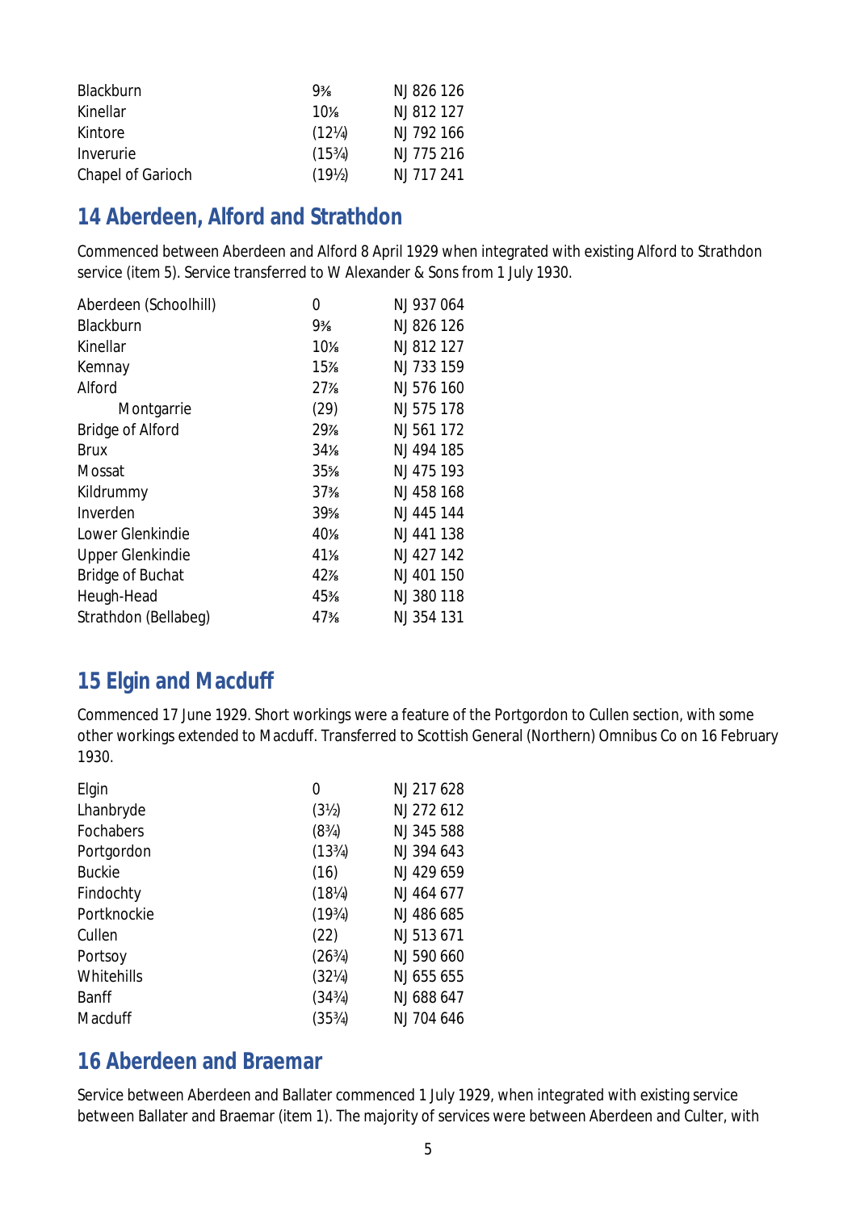| | | |
|---|---|---|
| Blackburn | 9⅜ | NJ 826 126 |
| Kinellar | 10⅛ | NJ 812 127 |
| Kintore | (12¼) | NJ 792 166 |
| Inverurie | (15¾) | NJ 775 216 |
| Chapel of Garioch | (19½) | NJ 717 241 |

## 14 Aberdeen, Alford and Strathdon

Commenced between Aberdeen and Alford 8 April 1929 when integrated with existing Alford to Strathdon service (item 5). Service transferred to W Alexander & Sons from 1 July 1930.

| | | |
|---|---|---|
| Aberdeen (Schoolhill) | 0 | NJ 937 064 |
| Blackburn | 9⅜ | NJ 826 126 |
| Kinellar | 10⅛ | NJ 812 127 |
| Kemnay | 15⅞ | NJ 733 159 |
| Alford | 27⅞ | NJ 576 160 |
| Montgarrie | (29) | NJ 575 178 |
| Bridge of Alford | 29⅞ | NJ 561 172 |
| Brux | 34⅛ | NJ 494 185 |
| Mossat | 35⅝ | NJ 475 193 |
| Kildrummy | 37⅜ | NJ 458 168 |
| Inverden | 39⅝ | NJ 445 144 |
| Lower Glenkindie | 40⅛ | NJ 441 138 |
| Upper Glenkindie | 41⅛ | NJ 427 142 |
| Bridge of Buchat | 42⅞ | NJ 401 150 |
| Heugh-Head | 45⅜ | NJ 380 118 |
| Strathdon (Bellabeg) | 47⅜ | NJ 354 131 |

## 15 Elgin and Macduff

Commenced 17 June 1929. Short workings were a feature of the Portgordon to Cullen section, with some other workings extended to Macduff. Transferred to Scottish General (Northern) Omnibus Co on 16 February 1930.

| | | |
|---|---|---|
| Elgin | 0 | NJ 217 628 |
| Lhanbryde | (3½) | NJ 272 612 |
| Fochabers | (8¾) | NJ 345 588 |
| Portgordon | (13¾) | NJ 394 643 |
| Buckie | (16) | NJ 429 659 |
| Findochty | (18¼) | NJ 464 677 |
| Portknockie | (19¾) | NJ 486 685 |
| Cullen | (22) | NJ 513 671 |
| Portsoy | (26¾) | NJ 590 660 |
| Whitehills | (32¼) | NJ 655 655 |
| Banff | (34¾) | NJ 688 647 |
| Macduff | (35¾) | NJ 704 646 |

## 16 Aberdeen and Braemar

Service between Aberdeen and Ballater commenced 1 July 1929, when integrated with existing service between Ballater and Braemar (item 1). The majority of services were between Aberdeen and Culter, with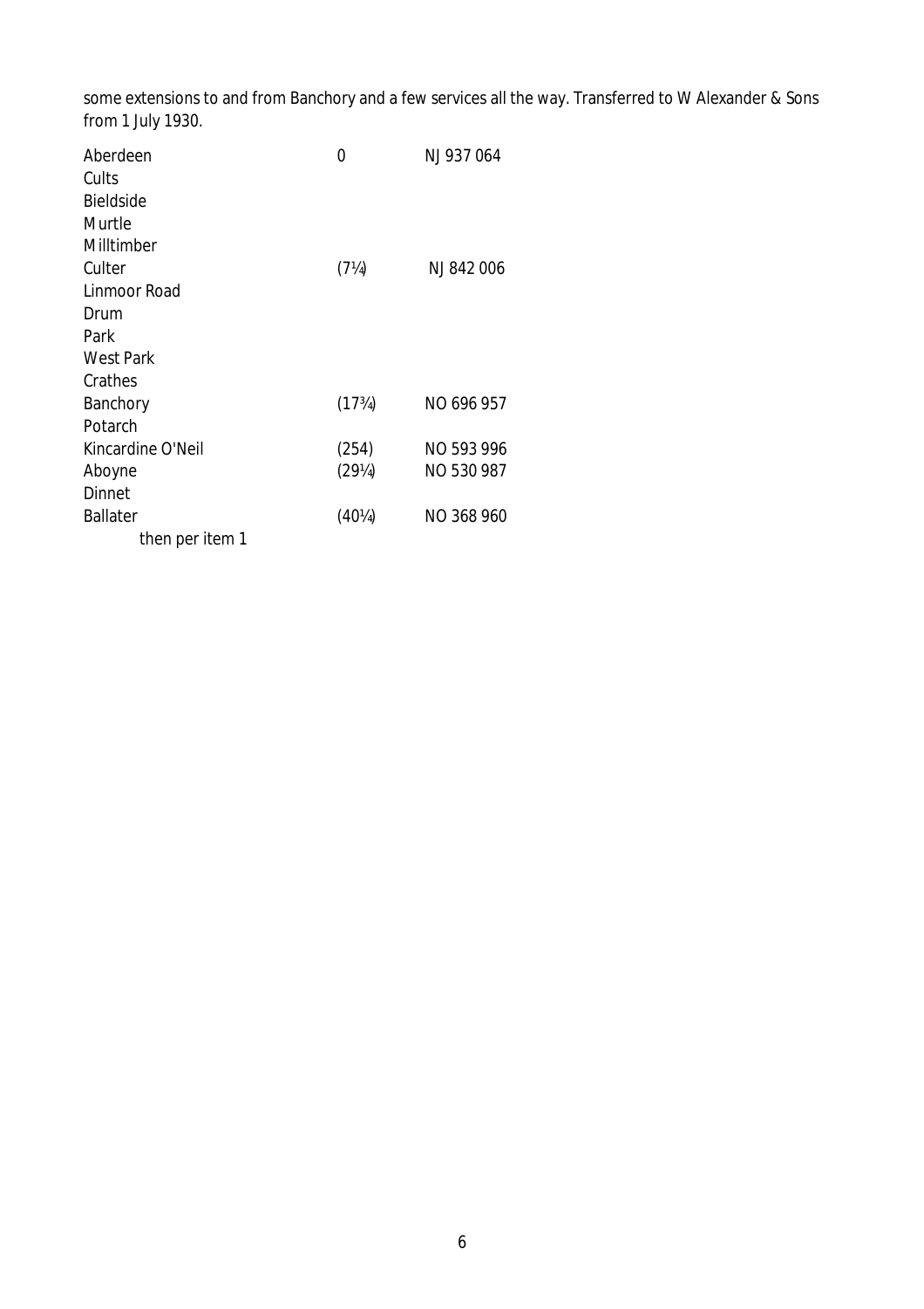some extensions to and from Banchory and a few services all the way. Transferred to W Alexander & Sons from 1 July 1930.

| | | |
|---|---|---|
| Aberdeen | 0 | NJ 937 064 |
| Cults | | |
| Bieldside | | |
| Murtle | | |
| Milltimber | | |
| Culter | (7¼) | NJ 842 006 |
| Linmoor Road | | |
| Drum | | |
| Park | | |
| West Park | | |
| Crathes | | |
| Banchory | (17¾) | NO 696 957 |
| Potarch | | |
| Kincardine O'Neil | (254) | NO 593 996 |
| Aboyne | (29¼) | NO 530 987 |
| Dinnet | | |
| Ballater | (40¼) | NO 368 960 |
| then per item 1 | | |